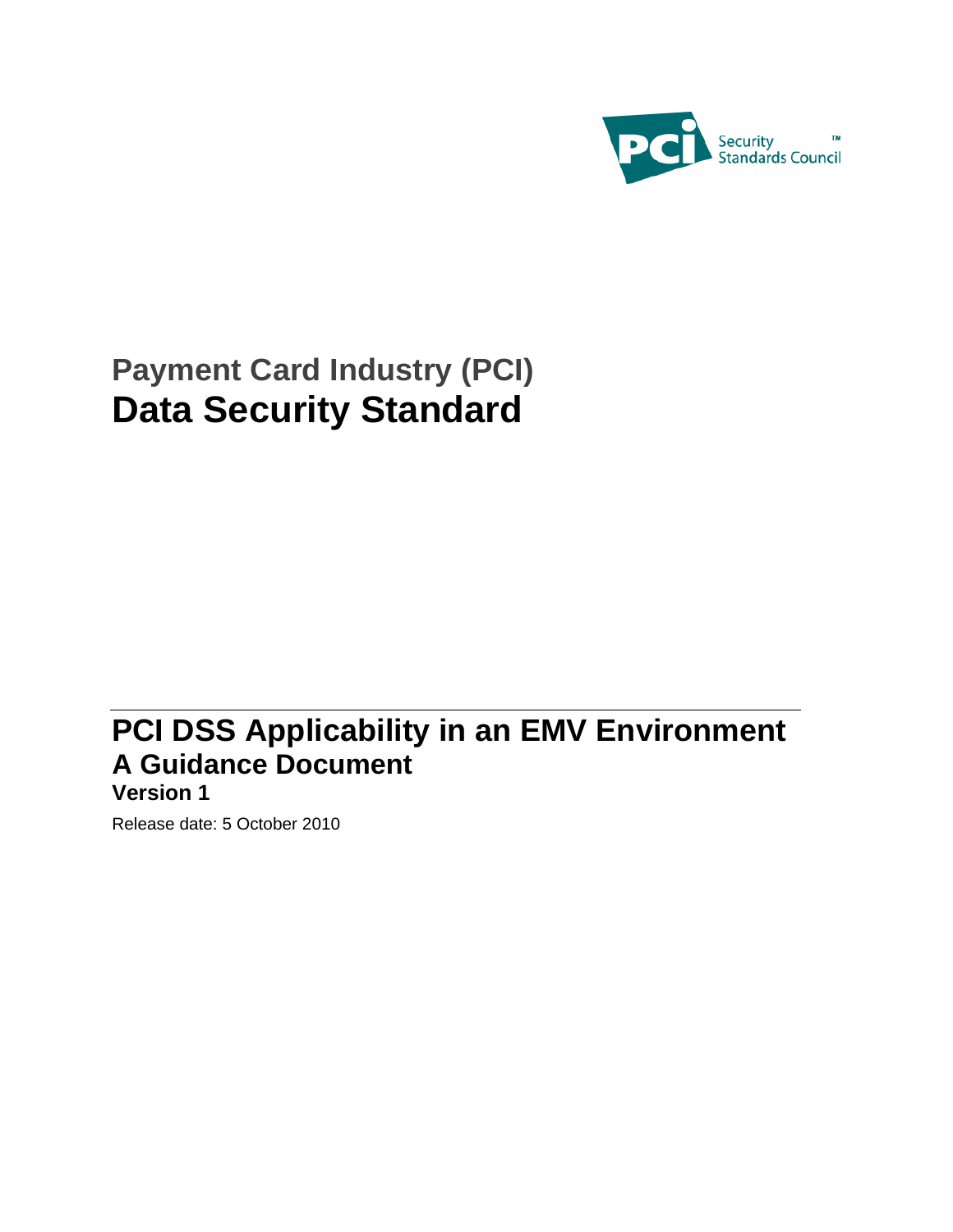# Payment Card Industry (PCI)
# Data Security Standard

## PCI DSS Applicability in an EMV Environment
## A Guidance Document
### Version 1

Release date: 5 October 2010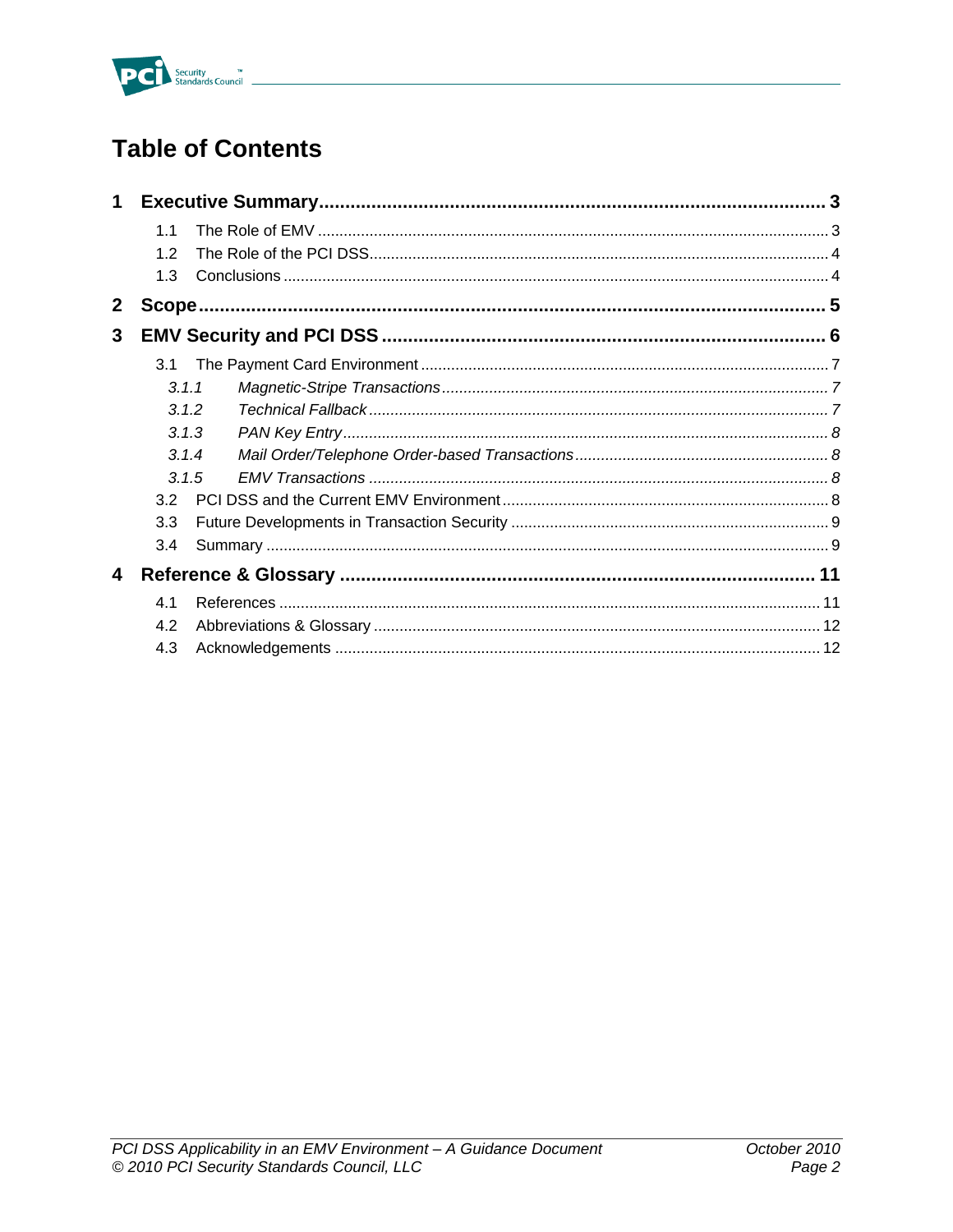# Table of Contents

**1 Executive Summary ................................................................................................ 3**

1.1 The Role of EMV ..................................................................................................... 3

1.2 The Role of the PCI DSS......................................................................................... 4

1.3 Conclusions ............................................................................................................. 4

**2 Scope ....................................................................................................................... 5**

**3 EMV Security and PCI DSS .................................................................................... 6**

3.1 The Payment Card Environment ............................................................................. 7

*3.1.1 Magnetic-Stripe Transactions ......................................................................... 7*

*3.1.2 Technical Fallback .......................................................................................... 7*

*3.1.3 PAN Key Entry................................................................................................ 8*

*3.1.4 Mail Order/Telephone Order-based Transactions .......................................... 8*

*3.1.5 EMV Transactions .......................................................................................... 8*

3.2 PCI DSS and the Current EMV Environment ........................................................... 8

3.3 Future Developments in Transaction Security ......................................................... 9

3.4 Summary ................................................................................................................. 9

**4 Reference & Glossary .......................................................................................... 11**

4.1 References ............................................................................................................ 11

4.2 Abbreviations & Glossary ...................................................................................... 12

4.3 Acknowledgements ............................................................................................... 12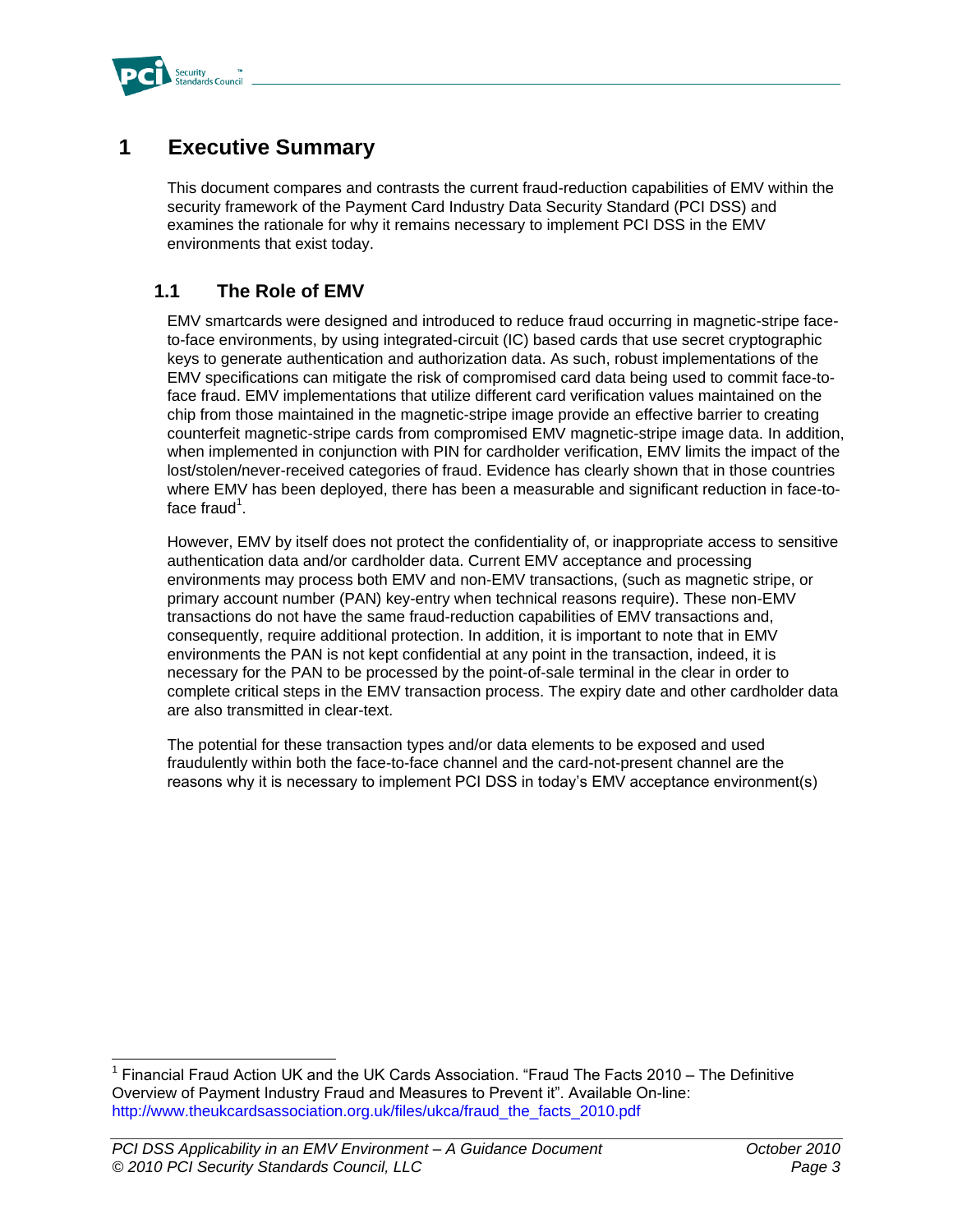# 1 Executive Summary

This document compares and contrasts the current fraud-reduction capabilities of EMV within the security framework of the Payment Card Industry Data Security Standard (PCI DSS) and examines the rationale for why it remains necessary to implement PCI DSS in the EMV environments that exist today.

## 1.1 The Role of EMV

EMV smartcards were designed and introduced to reduce fraud occurring in magnetic-stripe face-to-face environments, by using integrated-circuit (IC) based cards that use secret cryptographic keys to generate authentication and authorization data. As such, robust implementations of the EMV specifications can mitigate the risk of compromised card data being used to commit face-to-face fraud. EMV implementations that utilize different card verification values maintained on the chip from those maintained in the magnetic-stripe image provide an effective barrier to creating counterfeit magnetic-stripe cards from compromised EMV magnetic-stripe image data. In addition, when implemented in conjunction with PIN for cardholder verification, EMV limits the impact of the lost/stolen/never-received categories of fraud. Evidence has clearly shown that in those countries where EMV has been deployed, there has been a measurable and significant reduction in face-to-face fraud[1].

However, EMV by itself does not protect the confidentiality of, or inappropriate access to sensitive authentication data and/or cardholder data. Current EMV acceptance and processing environments may process both EMV and non-EMV transactions, (such as magnetic stripe, or primary account number (PAN) key-entry when technical reasons require). These non-EMV transactions do not have the same fraud-reduction capabilities of EMV transactions and, consequently, require additional protection. In addition, it is important to note that in EMV environments the PAN is not kept confidential at any point in the transaction, indeed, it is necessary for the PAN to be processed by the point-of-sale terminal in the clear in order to complete critical steps in the EMV transaction process. The expiry date and other cardholder data are also transmitted in clear-text.

The potential for these transaction types and/or data elements to be exposed and used fraudulently within both the face-to-face channel and the card-not-present channel are the reasons why it is necessary to implement PCI DSS in today's EMV acceptance environment(s)

---

[1] Financial Fraud Action UK and the UK Cards Association. "Fraud The Facts 2010 – The Definitive Overview of Payment Industry Fraud and Measures to Prevent it". Available On-line: http://www.theukcardsassociation.org.uk/files/ukca/fraud_the_facts_2010.pdf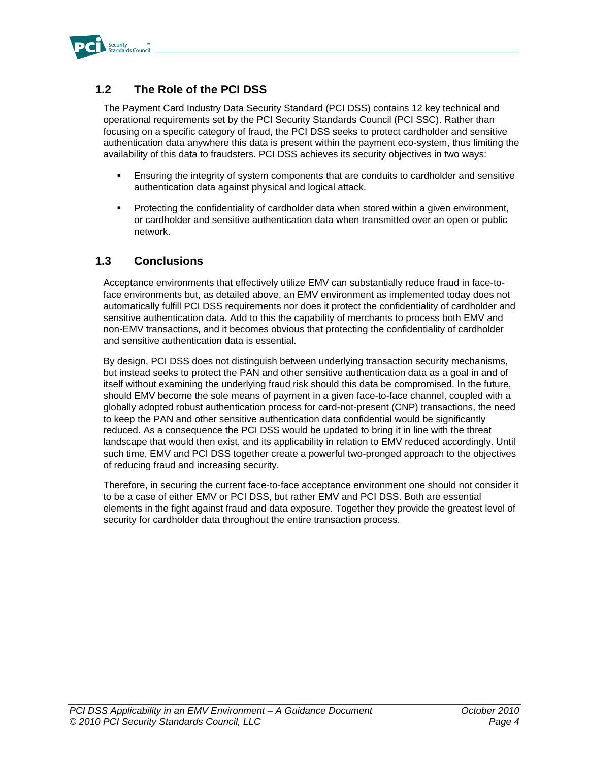## 1.2 The Role of the PCI DSS

The Payment Card Industry Data Security Standard (PCI DSS) contains 12 key technical and operational requirements set by the PCI Security Standards Council (PCI SSC). Rather than focusing on a specific category of fraud, the PCI DSS seeks to protect cardholder and sensitive authentication data anywhere this data is present within the payment eco-system, thus limiting the availability of this data to fraudsters. PCI DSS achieves its security objectives in two ways:

- Ensuring the integrity of system components that are conduits to cardholder and sensitive authentication data against physical and logical attack.
- Protecting the confidentiality of cardholder data when stored within a given environment, or cardholder and sensitive authentication data when transmitted over an open or public network.

## 1.3 Conclusions

Acceptance environments that effectively utilize EMV can substantially reduce fraud in face-to-face environments but, as detailed above, an EMV environment as implemented today does not automatically fulfill PCI DSS requirements nor does it protect the confidentiality of cardholder and sensitive authentication data. Add to this the capability of merchants to process both EMV and non-EMV transactions, and it becomes obvious that protecting the confidentiality of cardholder and sensitive authentication data is essential.

By design, PCI DSS does not distinguish between underlying transaction security mechanisms, but instead seeks to protect the PAN and other sensitive authentication data as a goal in and of itself without examining the underlying fraud risk should this data be compromised. In the future, should EMV become the sole means of payment in a given face-to-face channel, coupled with a globally adopted robust authentication process for card-not-present (CNP) transactions, the need to keep the PAN and other sensitive authentication data confidential would be significantly reduced. As a consequence the PCI DSS would be updated to bring it in line with the threat landscape that would then exist, and its applicability in relation to EMV reduced accordingly. Until such time, EMV and PCI DSS together create a powerful two-pronged approach to the objectives of reducing fraud and increasing security.

Therefore, in securing the current face-to-face acceptance environment one should not consider it to be a case of either EMV or PCI DSS, but rather EMV and PCI DSS. Both are essential elements in the fight against fraud and data exposure. Together they provide the greatest level of security for cardholder data throughout the entire transaction process.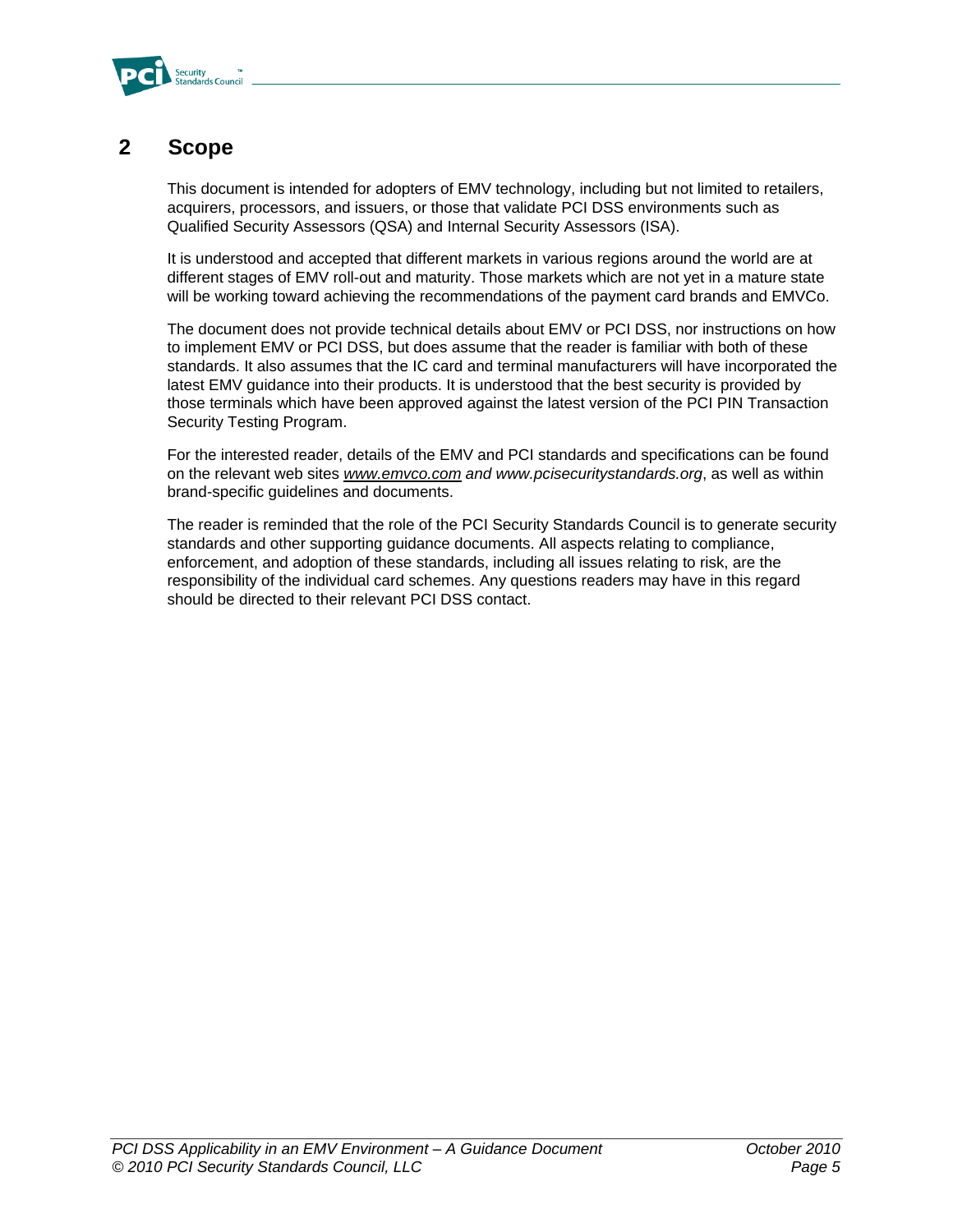## 2 Scope

This document is intended for adopters of EMV technology, including but not limited to retailers, acquirers, processors, and issuers, or those that validate PCI DSS environments such as Qualified Security Assessors (QSA) and Internal Security Assessors (ISA).

It is understood and accepted that different markets in various regions around the world are at different stages of EMV roll-out and maturity. Those markets which are not yet in a mature state will be working toward achieving the recommendations of the payment card brands and EMVCo.

The document does not provide technical details about EMV or PCI DSS, nor instructions on how to implement EMV or PCI DSS, but does assume that the reader is familiar with both of these standards. It also assumes that the IC card and terminal manufacturers will have incorporated the latest EMV guidance into their products. It is understood that the best security is provided by those terminals which have been approved against the latest version of the PCI PIN Transaction Security Testing Program.

For the interested reader, details of the EMV and PCI standards and specifications can be found on the relevant web sites *www.emvco.com and www.pcisecuritystandards.org*, as well as within brand-specific guidelines and documents.

The reader is reminded that the role of the PCI Security Standards Council is to generate security standards and other supporting guidance documents. All aspects relating to compliance, enforcement, and adoption of these standards, including all issues relating to risk, are the responsibility of the individual card schemes. Any questions readers may have in this regard should be directed to their relevant PCI DSS contact.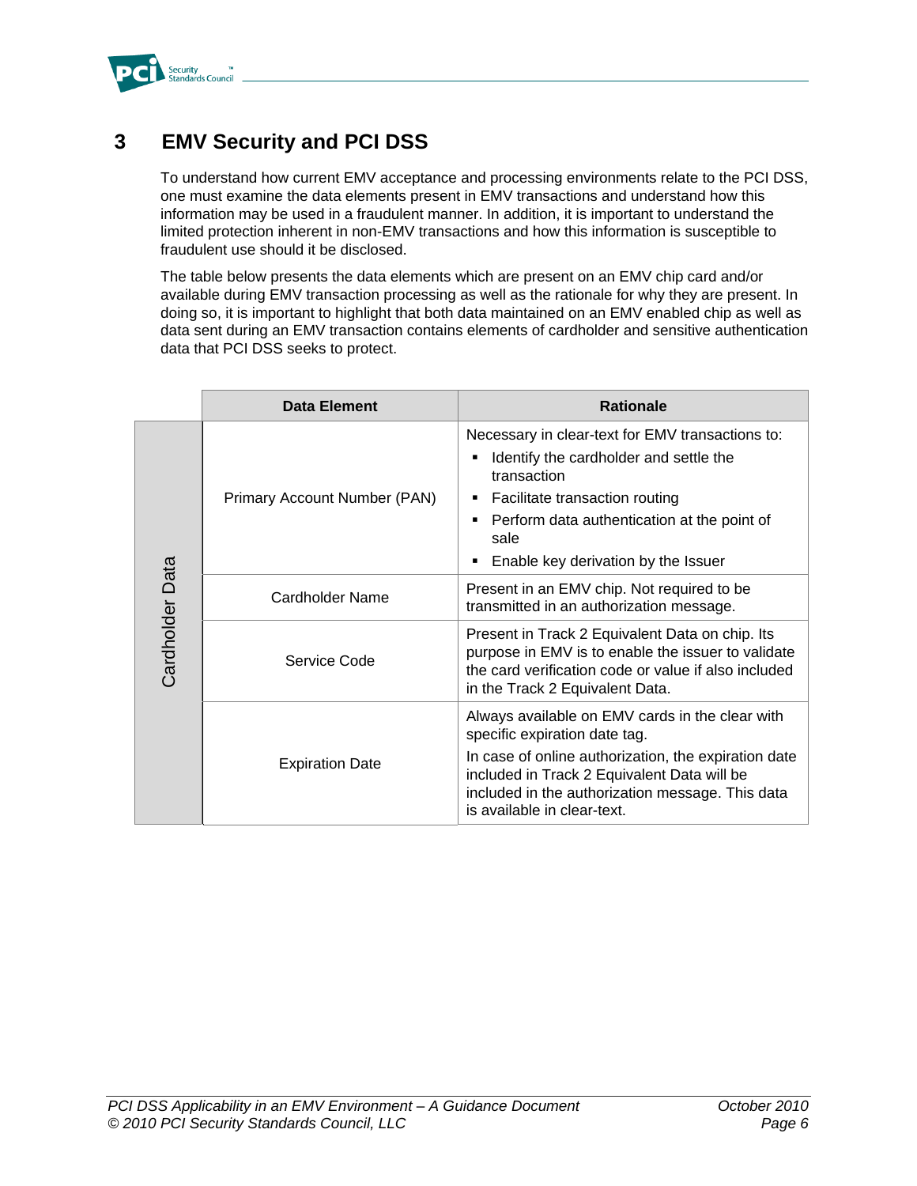# 3 EMV Security and PCI DSS

To understand how current EMV acceptance and processing environments relate to the PCI DSS, one must examine the data elements present in EMV transactions and understand how this information may be used in a fraudulent manner. In addition, it is important to understand the limited protection inherent in non-EMV transactions and how this information is susceptible to fraudulent use should it be disclosed.

The table below presents the data elements which are present on an EMV chip card and/or available during EMV transaction processing as well as the rationale for why they are present. In doing so, it is important to highlight that both data maintained on an EMV enabled chip as well as data sent during an EMV transaction contains elements of cardholder and sensitive authentication data that PCI DSS seeks to protect.

| | Data Element | Rationale |
|---|---|---|
| Cardholder Data | Primary Account Number (PAN) | Necessary in clear-text for EMV transactions to:<br>▪ Identify the cardholder and settle the transaction<br>▪ Facilitate transaction routing<br>▪ Perform data authentication at the point of sale<br>▪ Enable key derivation by the Issuer |
| Cardholder Data | Cardholder Name | Present in an EMV chip. Not required to be transmitted in an authorization message. |
| Cardholder Data | Service Code | Present in Track 2 Equivalent Data on chip. Its purpose in EMV is to enable the issuer to validate the card verification code or value if also included in the Track 2 Equivalent Data. |
| Cardholder Data | Expiration Date | Always available on EMV cards in the clear with specific expiration date tag.<br>In case of online authorization, the expiration date included in Track 2 Equivalent Data will be included in the authorization message. This data is available in clear-text. |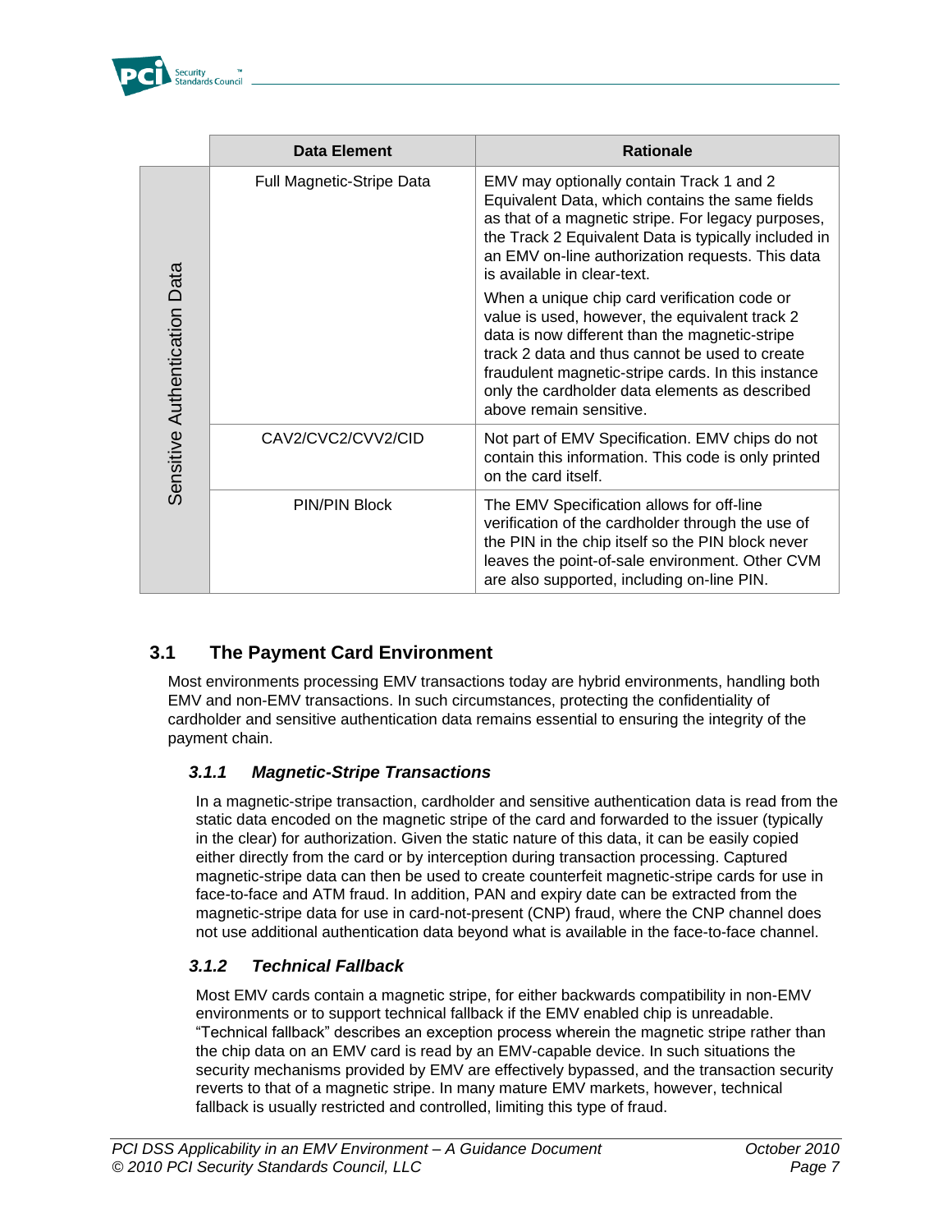| | Data Element | Rationale |
|---|---|---|
| Sensitive Authentication Data | Full Magnetic-Stripe Data | EMV may optionally contain Track 1 and 2 Equivalent Data, which contains the same fields as that of a magnetic stripe. For legacy purposes, the Track 2 Equivalent Data is typically included in an EMV on-line authorization requests. This data is available in clear-text.<br><br>When a unique chip card verification code or value is used, however, the equivalent track 2 data is now different than the magnetic-stripe track 2 data and thus cannot be used to create fraudulent magnetic-stripe cards. In this instance only the cardholder data elements as described above remain sensitive. |
| | CAV2/CVC2/CVV2/CID | Not part of EMV Specification. EMV chips do not contain this information. This code is only printed on the card itself. |
| | PIN/PIN Block | The EMV Specification allows for off-line verification of the cardholder through the use of the PIN in the chip itself so the PIN block never leaves the point-of-sale environment. Other CVM are also supported, including on-line PIN. |

## 3.1 The Payment Card Environment

Most environments processing EMV transactions today are hybrid environments, handling both EMV and non-EMV transactions. In such circumstances, protecting the confidentiality of cardholder and sensitive authentication data remains essential to ensuring the integrity of the payment chain.

### *3.1.1 Magnetic-Stripe Transactions*

In a magnetic-stripe transaction, cardholder and sensitive authentication data is read from the static data encoded on the magnetic stripe of the card and forwarded to the issuer (typically in the clear) for authorization. Given the static nature of this data, it can be easily copied either directly from the card or by interception during transaction processing. Captured magnetic-stripe data can then be used to create counterfeit magnetic-stripe cards for use in face-to-face and ATM fraud. In addition, PAN and expiry date can be extracted from the magnetic-stripe data for use in card-not-present (CNP) fraud, where the CNP channel does not use additional authentication data beyond what is available in the face-to-face channel.

### *3.1.2 Technical Fallback*

Most EMV cards contain a magnetic stripe, for either backwards compatibility in non-EMV environments or to support technical fallback if the EMV enabled chip is unreadable. “Technical fallback” describes an exception process wherein the magnetic stripe rather than the chip data on an EMV card is read by an EMV-capable device. In such situations the security mechanisms provided by EMV are effectively bypassed, and the transaction security reverts to that of a magnetic stripe. In many mature EMV markets, however, technical fallback is usually restricted and controlled, limiting this type of fraud.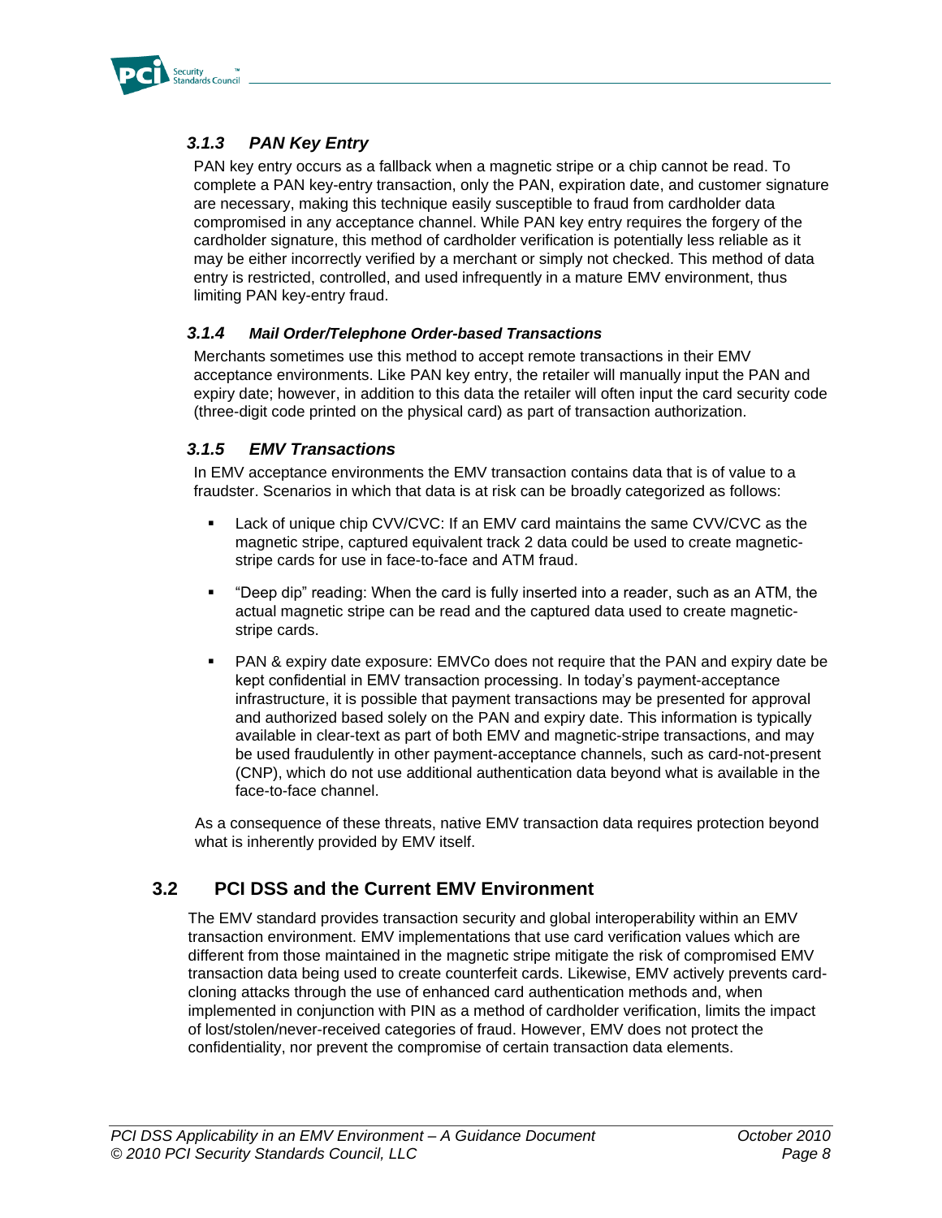### 3.1.3 PAN Key Entry

PAN key entry occurs as a fallback when a magnetic stripe or a chip cannot be read. To complete a PAN key-entry transaction, only the PAN, expiration date, and customer signature are necessary, making this technique easily susceptible to fraud from cardholder data compromised in any acceptance channel. While PAN key entry requires the forgery of the cardholder signature, this method of cardholder verification is potentially less reliable as it may be either incorrectly verified by a merchant or simply not checked. This method of data entry is restricted, controlled, and used infrequently in a mature EMV environment, thus limiting PAN key-entry fraud.

### 3.1.4 Mail Order/Telephone Order-based Transactions

Merchants sometimes use this method to accept remote transactions in their EMV acceptance environments. Like PAN key entry, the retailer will manually input the PAN and expiry date; however, in addition to this data the retailer will often input the card security code (three-digit code printed on the physical card) as part of transaction authorization.

### 3.1.5 EMV Transactions

In EMV acceptance environments the EMV transaction contains data that is of value to a fraudster. Scenarios in which that data is at risk can be broadly categorized as follows:

- Lack of unique chip CVV/CVC: If an EMV card maintains the same CVV/CVC as the magnetic stripe, captured equivalent track 2 data could be used to create magnetic-stripe cards for use in face-to-face and ATM fraud.
- "Deep dip" reading: When the card is fully inserted into a reader, such as an ATM, the actual magnetic stripe can be read and the captured data used to create magnetic-stripe cards.
- PAN & expiry date exposure: EMVCo does not require that the PAN and expiry date be kept confidential in EMV transaction processing. In today's payment-acceptance infrastructure, it is possible that payment transactions may be presented for approval and authorized based solely on the PAN and expiry date. This information is typically available in clear-text as part of both EMV and magnetic-stripe transactions, and may be used fraudulently in other payment-acceptance channels, such as card-not-present (CNP), which do not use additional authentication data beyond what is available in the face-to-face channel.

As a consequence of these threats, native EMV transaction data requires protection beyond what is inherently provided by EMV itself.

## 3.2 PCI DSS and the Current EMV Environment

The EMV standard provides transaction security and global interoperability within an EMV transaction environment. EMV implementations that use card verification values which are different from those maintained in the magnetic stripe mitigate the risk of compromised EMV transaction data being used to create counterfeit cards. Likewise, EMV actively prevents card-cloning attacks through the use of enhanced card authentication methods and, when implemented in conjunction with PIN as a method of cardholder verification, limits the impact of lost/stolen/never-received categories of fraud. However, EMV does not protect the confidentiality, nor prevent the compromise of certain transaction data elements.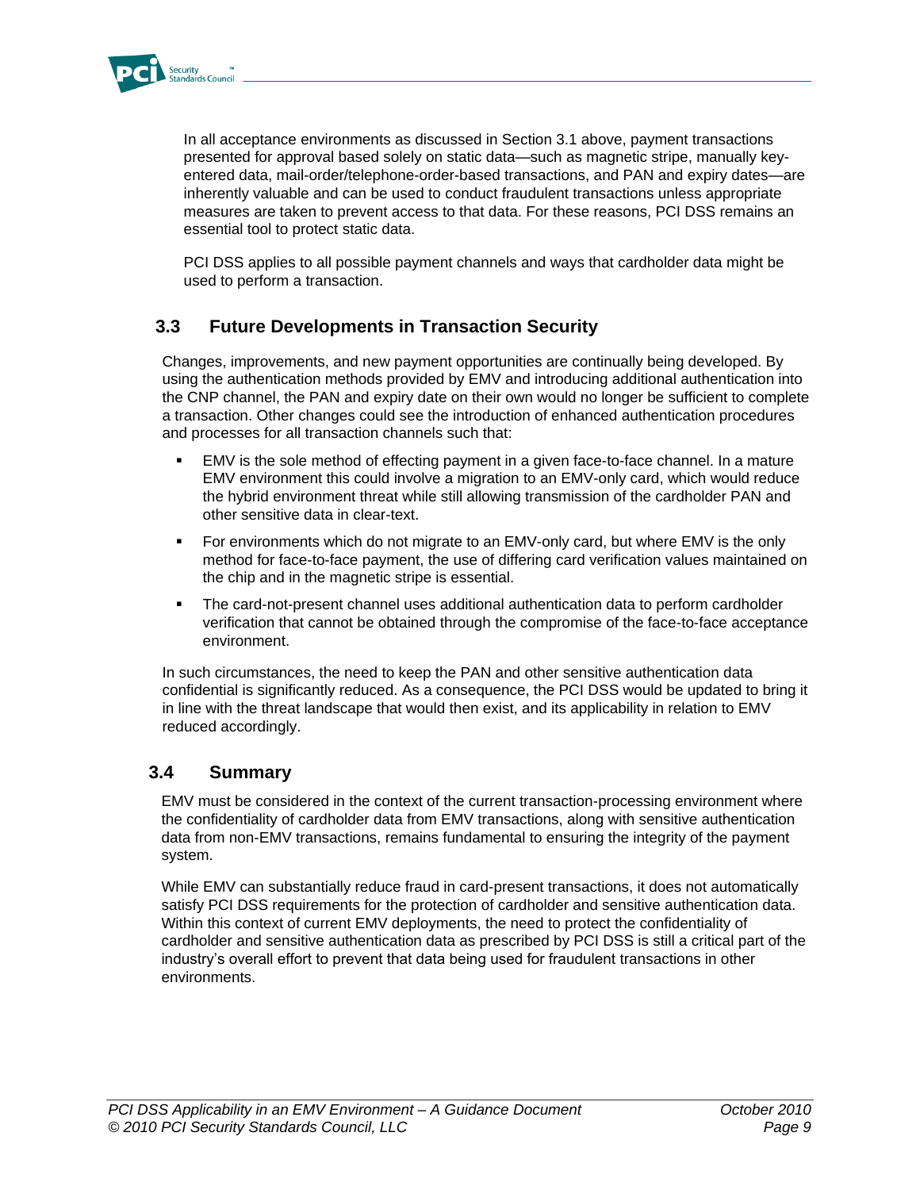In all acceptance environments as discussed in Section 3.1 above, payment transactions presented for approval based solely on static data—such as magnetic stripe, manually key-entered data, mail-order/telephone-order-based transactions, and PAN and expiry dates—are inherently valuable and can be used to conduct fraudulent transactions unless appropriate measures are taken to prevent access to that data. For these reasons, PCI DSS remains an essential tool to protect static data.

PCI DSS applies to all possible payment channels and ways that cardholder data might be used to perform a transaction.

## 3.3 Future Developments in Transaction Security

Changes, improvements, and new payment opportunities are continually being developed. By using the authentication methods provided by EMV and introducing additional authentication into the CNP channel, the PAN and expiry date on their own would no longer be sufficient to complete a transaction. Other changes could see the introduction of enhanced authentication procedures and processes for all transaction channels such that:

- EMV is the sole method of effecting payment in a given face-to-face channel. In a mature EMV environment this could involve a migration to an EMV-only card, which would reduce the hybrid environment threat while still allowing transmission of the cardholder PAN and other sensitive data in clear-text.
- For environments which do not migrate to an EMV-only card, but where EMV is the only method for face-to-face payment, the use of differing card verification values maintained on the chip and in the magnetic stripe is essential.
- The card-not-present channel uses additional authentication data to perform cardholder verification that cannot be obtained through the compromise of the face-to-face acceptance environment.

In such circumstances, the need to keep the PAN and other sensitive authentication data confidential is significantly reduced. As a consequence, the PCI DSS would be updated to bring it in line with the threat landscape that would then exist, and its applicability in relation to EMV reduced accordingly.

## 3.4 Summary

EMV must be considered in the context of the current transaction-processing environment where the confidentiality of cardholder data from EMV transactions, along with sensitive authentication data from non-EMV transactions, remains fundamental to ensuring the integrity of the payment system.

While EMV can substantially reduce fraud in card-present transactions, it does not automatically satisfy PCI DSS requirements for the protection of cardholder and sensitive authentication data. Within this context of current EMV deployments, the need to protect the confidentiality of cardholder and sensitive authentication data as prescribed by PCI DSS is still a critical part of the industry's overall effort to prevent that data being used for fraudulent transactions in other environments.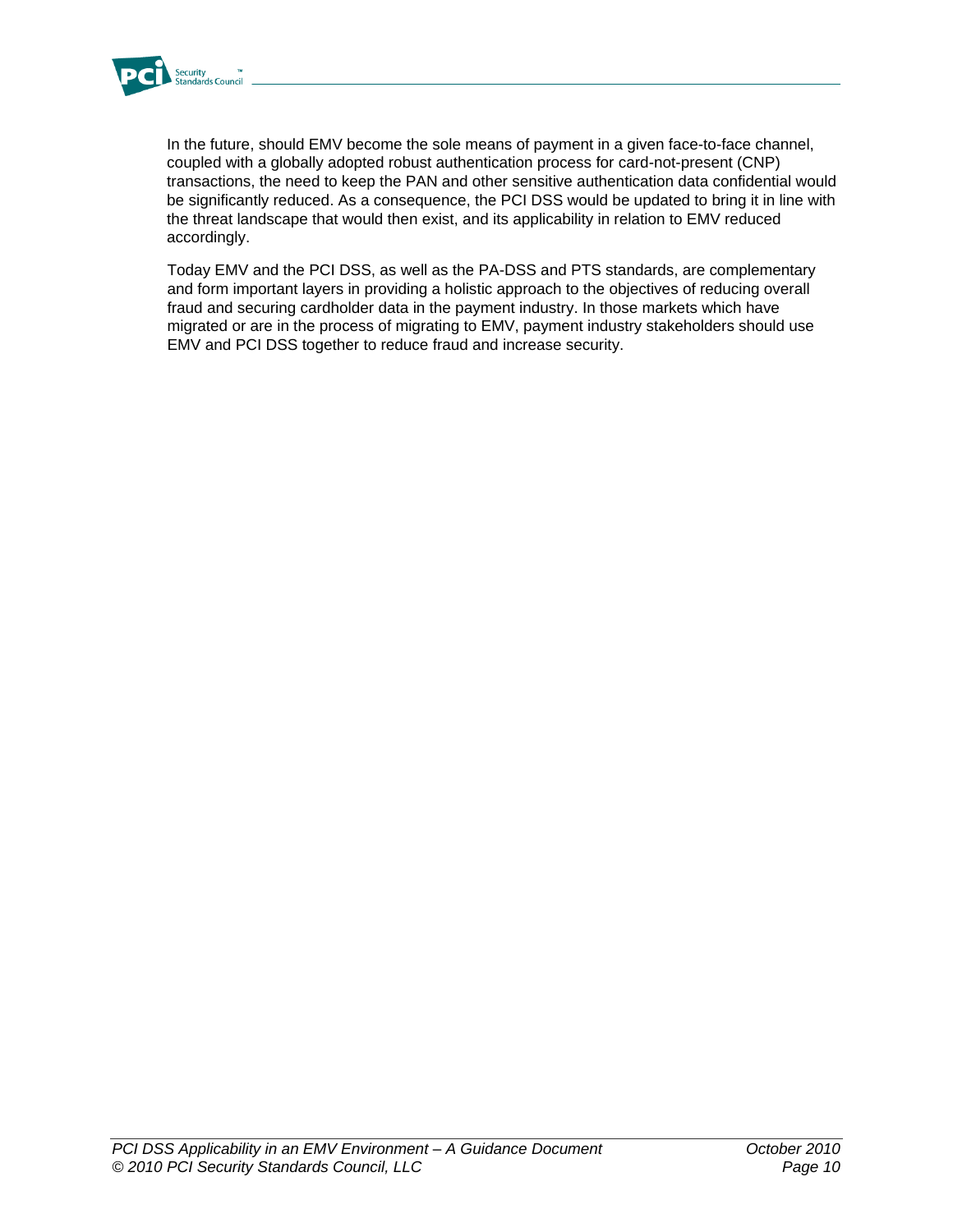In the future, should EMV become the sole means of payment in a given face-to-face channel, coupled with a globally adopted robust authentication process for card-not-present (CNP) transactions, the need to keep the PAN and other sensitive authentication data confidential would be significantly reduced. As a consequence, the PCI DSS would be updated to bring it in line with the threat landscape that would then exist, and its applicability in relation to EMV reduced accordingly.

Today EMV and the PCI DSS, as well as the PA-DSS and PTS standards, are complementary and form important layers in providing a holistic approach to the objectives of reducing overall fraud and securing cardholder data in the payment industry. In those markets which have migrated or are in the process of migrating to EMV, payment industry stakeholders should use EMV and PCI DSS together to reduce fraud and increase security.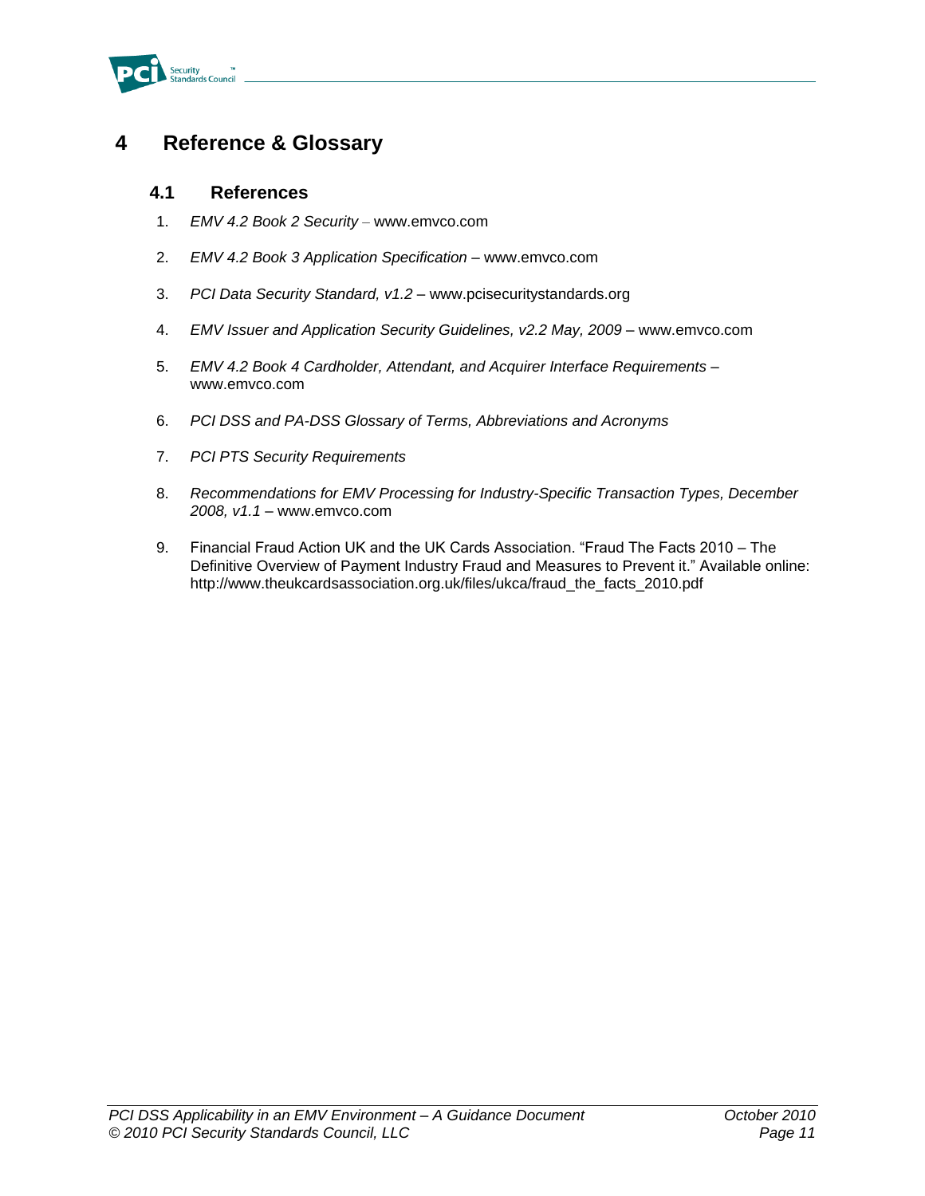# 4 Reference & Glossary

## 4.1 References

1. *EMV 4.2 Book 2 Security* – www.emvco.com

2. *EMV 4.2 Book 3 Application Specification* – www.emvco.com

3. *PCI Data Security Standard, v1.2* – www.pcisecuritystandards.org

4. *EMV Issuer and Application Security Guidelines, v2.2 May, 2009* – www.emvco.com

5. *EMV 4.2 Book 4 Cardholder, Attendant, and Acquirer Interface Requirements* – www.emvco.com

6. *PCI DSS and PA-DSS Glossary of Terms, Abbreviations and Acronyms*

7. *PCI PTS Security Requirements*

8. *Recommendations for EMV Processing for Industry-Specific Transaction Types, December 2008, v1.1* – www.emvco.com

9. Financial Fraud Action UK and the UK Cards Association. "Fraud The Facts 2010 – The Definitive Overview of Payment Industry Fraud and Measures to Prevent it." Available online: http://www.theukcardsassociation.org.uk/files/ukca/fraud_the_facts_2010.pdf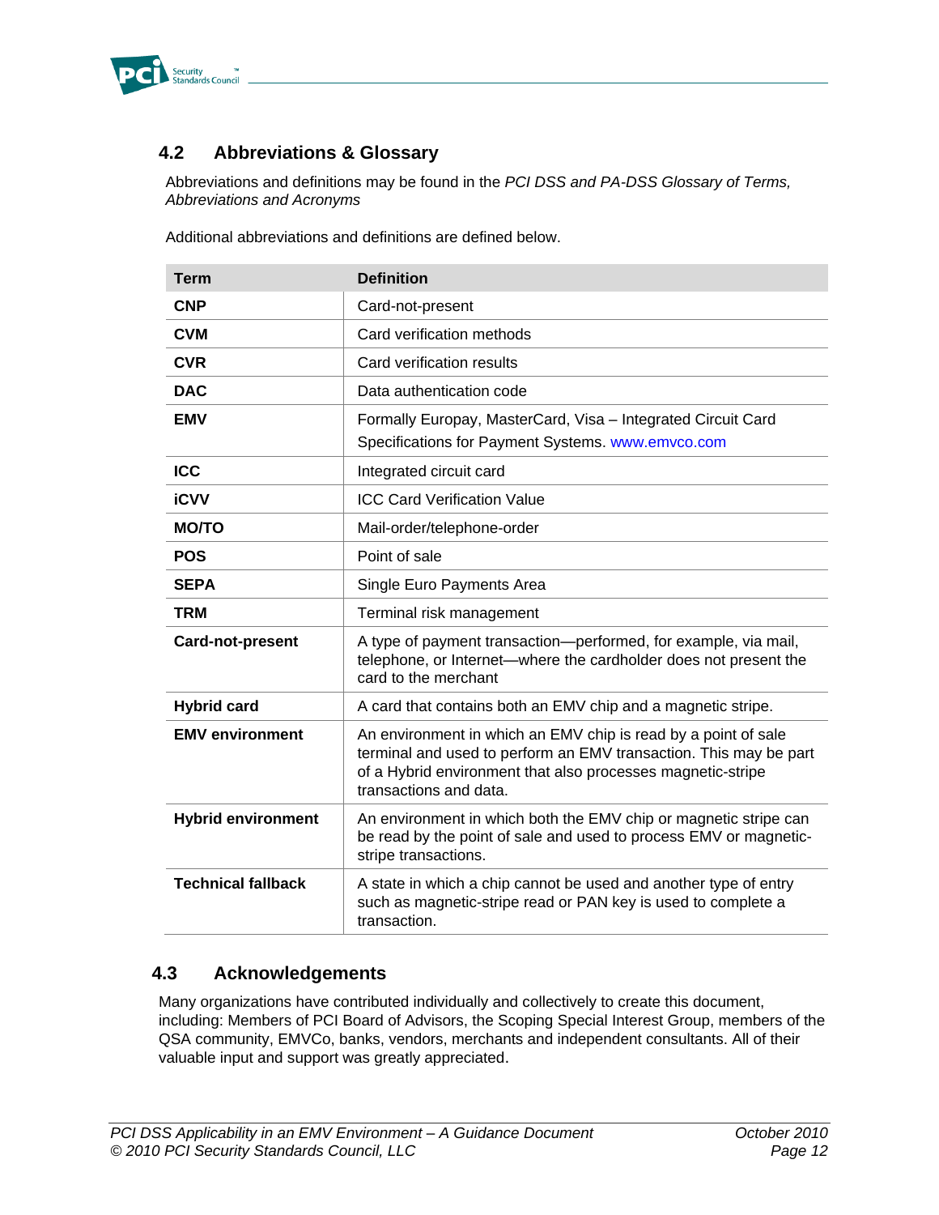## 4.2 Abbreviations & Glossary

Abbreviations and definitions may be found in the *PCI DSS and PA-DSS Glossary of Terms, Abbreviations and Acronyms*

Additional abbreviations and definitions are defined below.

| Term | Definition |
|---|---|
| **CNP** | Card-not-present |
| **CVM** | Card verification methods |
| **CVR** | Card verification results |
| **DAC** | Data authentication code |
| **EMV** | Formally Europay, MasterCard, Visa – Integrated Circuit Card Specifications for Payment Systems. www.emvco.com |
| **ICC** | Integrated circuit card |
| **iCVV** | ICC Card Verification Value |
| **MO/TO** | Mail-order/telephone-order |
| **POS** | Point of sale |
| **SEPA** | Single Euro Payments Area |
| **TRM** | Terminal risk management |
| **Card-not-present** | A type of payment transaction—performed, for example, via mail, telephone, or Internet—where the cardholder does not present the card to the merchant |
| **Hybrid card** | A card that contains both an EMV chip and a magnetic stripe. |
| **EMV environment** | An environment in which an EMV chip is read by a point of sale terminal and used to perform an EMV transaction. This may be part of a Hybrid environment that also processes magnetic-stripe transactions and data. |
| **Hybrid environment** | An environment in which both the EMV chip or magnetic stripe can be read by the point of sale and used to process EMV or magnetic-stripe transactions. |
| **Technical fallback** | A state in which a chip cannot be used and another type of entry such as magnetic-stripe read or PAN key is used to complete a transaction. |

## 4.3 Acknowledgements

Many organizations have contributed individually and collectively to create this document, including: Members of PCI Board of Advisors, the Scoping Special Interest Group, members of the QSA community, EMVCo, banks, vendors, merchants and independent consultants. All of their valuable input and support was greatly appreciated.